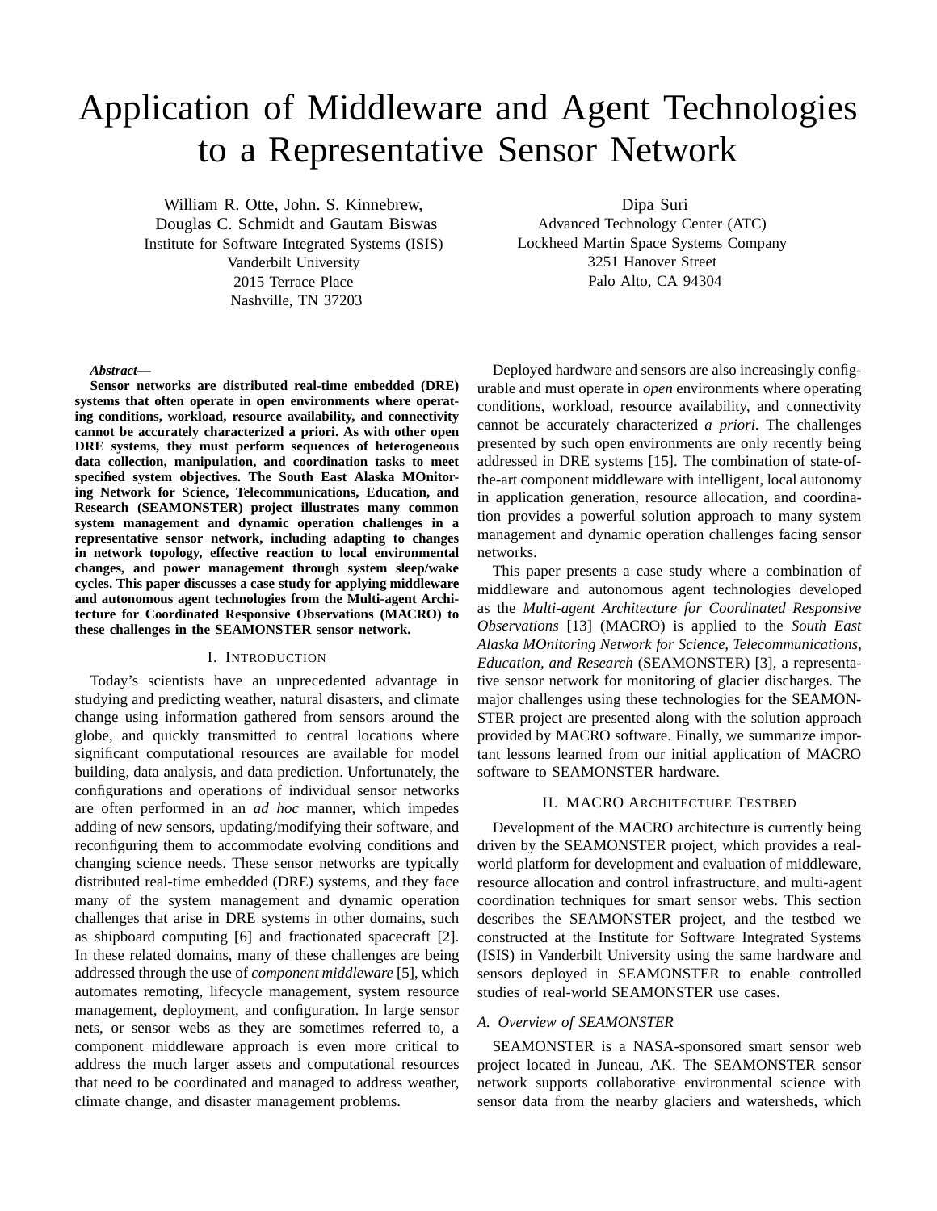# Application of Middleware and Agent Technologies to a Representative Sensor Network

William R. Otte, John. S. Kinnebrew,
Douglas C. Schmidt and Gautam Biswas
Institute for Software Integrated Systems (ISIS)
Vanderbilt University
2015 Terrace Place
Nashville, TN 37203

Dipa Suri
Advanced Technology Center (ATC)
Lockheed Martin Space Systems Company
3251 Hanover Street
Palo Alto, CA 94304

***Abstract*—**
**Sensor networks are distributed real-time embedded (DRE) systems that often operate in open environments where operating conditions, workload, resource availability, and connectivity cannot be accurately characterized a priori. As with other open DRE systems, they must perform sequences of heterogeneous data collection, manipulation, and coordination tasks to meet specified system objectives. The South East Alaska MOnitoring Network for Science, Telecommunications, Education, and Research (SEAMONSTER) project illustrates many common system management and dynamic operation challenges in a representative sensor network, including adapting to changes in network topology, effective reaction to local environmental changes, and power management through system sleep/wake cycles. This paper discusses a case study for applying middleware and autonomous agent technologies from the Multi-agent Architecture for Coordinated Responsive Observations (MACRO) to these challenges in the SEAMONSTER sensor network.**

## I. Introduction

Today's scientists have an unprecedented advantage in studying and predicting weather, natural disasters, and climate change using information gathered from sensors around the globe, and quickly transmitted to central locations where significant computational resources are available for model building, data analysis, and data prediction. Unfortunately, the configurations and operations of individual sensor networks are often performed in an *ad hoc* manner, which impedes adding of new sensors, updating/modifying their software, and reconfiguring them to accommodate evolving conditions and changing science needs. These sensor networks are typically distributed real-time embedded (DRE) systems, and they face many of the system management and dynamic operation challenges that arise in DRE systems in other domains, such as shipboard computing [6] and fractionated spacecraft [2]. In these related domains, many of these challenges are being addressed through the use of *component middleware* [5], which automates remoting, lifecycle management, system resource management, deployment, and configuration. In large sensor nets, or sensor webs as they are sometimes referred to, a component middleware approach is even more critical to address the much larger assets and computational resources that need to be coordinated and managed to address weather, climate change, and disaster management problems.

Deployed hardware and sensors are also increasingly configurable and must operate in *open* environments where operating conditions, workload, resource availability, and connectivity cannot be accurately characterized *a priori*. The challenges presented by such open environments are only recently being addressed in DRE systems [15]. The combination of state-of-the-art component middleware with intelligent, local autonomy in application generation, resource allocation, and coordination provides a powerful solution approach to many system management and dynamic operation challenges facing sensor networks.

This paper presents a case study where a combination of middleware and autonomous agent technologies developed as the *Multi-agent Architecture for Coordinated Responsive Observations* [13] (MACRO) is applied to the *South East Alaska MOnitoring Network for Science, Telecommunications, Education, and Research* (SEAMONSTER) [3], a representative sensor network for monitoring of glacier discharges. The major challenges using these technologies for the SEAMONSTER project are presented along with the solution approach provided by MACRO software. Finally, we summarize important lessons learned from our initial application of MACRO software to SEAMONSTER hardware.

## II. MACRO Architecture Testbed

Development of the MACRO architecture is currently being driven by the SEAMONSTER project, which provides a real-world platform for development and evaluation of middleware, resource allocation and control infrastructure, and multi-agent coordination techniques for smart sensor webs. This section describes the SEAMONSTER project, and the testbed we constructed at the Institute for Software Integrated Systems (ISIS) in Vanderbilt University using the same hardware and sensors deployed in SEAMONSTER to enable controlled studies of real-world SEAMONSTER use cases.

### *A. Overview of SEAMONSTER*

SEAMONSTER is a NASA-sponsored smart sensor web project located in Juneau, AK. The SEAMONSTER sensor network supports collaborative environmental science with sensor data from the nearby glaciers and watersheds, which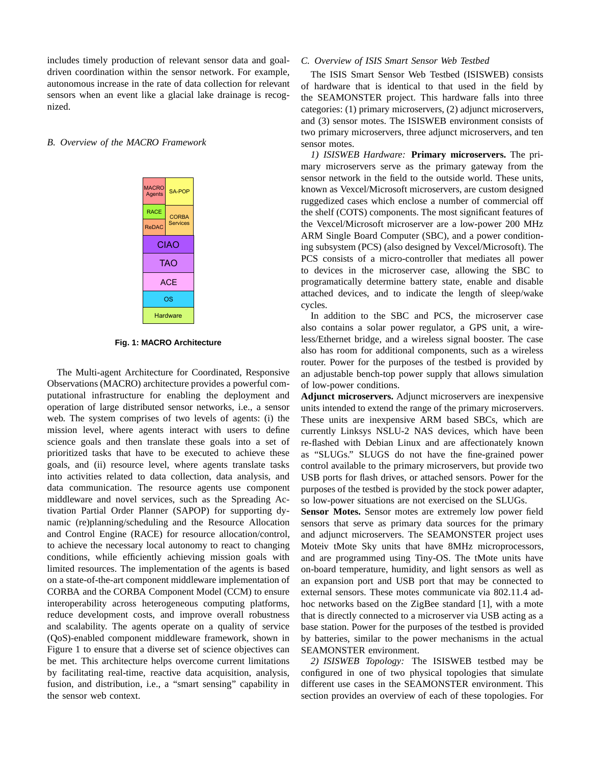includes timely production of relevant sensor data and goal-driven coordination within the sensor network. For example, autonomous increase in the rate of data collection for relevant sensors when an event like a glacial lake drainage is recognized.

### B. Overview of the MACRO Framework

**Fig. 1: MACRO Architecture**

The Multi-agent Architecture for Coordinated, Responsive Observations (MACRO) architecture provides a powerful computational infrastructure for enabling the deployment and operation of large distributed sensor networks, i.e., a sensor web. The system comprises of two levels of agents: (i) the mission level, where agents interact with users to define science goals and then translate these goals into a set of prioritized tasks that have to be executed to achieve these goals, and (ii) resource level, where agents translate tasks into activities related to data collection, data analysis, and data communication. The resource agents use component middleware and novel services, such as the Spreading Activation Partial Order Planner (SAPOP) for supporting dynamic (re)planning/scheduling and the Resource Allocation and Control Engine (RACE) for resource allocation/control, to achieve the necessary local autonomy to react to changing conditions, while efficiently achieving mission goals with limited resources. The implementation of the agents is based on a state-of-the-art component middleware implementation of CORBA and the CORBA Component Model (CCM) to ensure interoperability across heterogeneous computing platforms, reduce development costs, and improve overall robustness and scalability. The agents operate on a quality of service (QoS)-enabled component middleware framework, shown in Figure 1 to ensure that a diverse set of science objectives can be met. This architecture helps overcome current limitations by facilitating real-time, reactive data acquisition, analysis, fusion, and distribution, i.e., a "smart sensing" capability in the sensor web context.

### C. Overview of ISIS Smart Sensor Web Testbed

The ISIS Smart Sensor Web Testbed (ISISWEB) consists of hardware that is identical to that used in the field by the SEAMONSTER project. This hardware falls into three categories: (1) primary microservers, (2) adjunct microservers, and (3) sensor motes. The ISISWEB environment consists of two primary microservers, three adjunct microservers, and ten sensor motes.

*1) ISISWEB Hardware:* **Primary microservers.** The primary microservers serve as the primary gateway from the sensor network in the field to the outside world. These units, known as Vexcel/Microsoft microservers, are custom designed ruggedized cases which enclose a number of commercial off the shelf (COTS) components. The most significant features of the Vexcel/Microsoft microserver are a low-power 200 MHz ARM Single Board Computer (SBC), and a power conditioning subsystem (PCS) (also designed by Vexcel/Microsoft). The PCS consists of a micro-controller that mediates all power to devices in the microserver case, allowing the SBC to programatically determine battery state, enable and disable attached devices, and to indicate the length of sleep/wake cycles.

In addition to the SBC and PCS, the microserver case also contains a solar power regulator, a GPS unit, a wireless/Ethernet bridge, and a wireless signal booster. The case also has room for additional components, such as a wireless router. Power for the purposes of the testbed is provided by an adjustable bench-top power supply that allows simulation of low-power conditions.

**Adjunct microservers.** Adjunct microservers are inexpensive units intended to extend the range of the primary microservers. These units are inexpensive ARM based SBCs, which are currently Linksys NSLU-2 NAS devices, which have been re-flashed with Debian Linux and are affectionately known as "SLUGs." SLUGS do not have the fine-grained power control available to the primary microservers, but provide two USB ports for flash drives, or attached sensors. Power for the purposes of the testbed is provided by the stock power adapter, so low-power situations are not exercised on the SLUGs.

**Sensor Motes.** Sensor motes are extremely low power field sensors that serve as primary data sources for the primary and adjunct microservers. The SEAMONSTER project uses Moteiv tMote Sky units that have 8MHz microprocessors, and are programmed using Tiny-OS. The tMote units have on-board temperature, humidity, and light sensors as well as an expansion port and USB port that may be connected to external sensors. These motes communicate via 802.11.4 ad-hoc networks based on the ZigBee standard [1], with a mote that is directly connected to a microserver via USB acting as a base station. Power for the purposes of the testbed is provided by batteries, similar to the power mechanisms in the actual SEAMONSTER environment.

*2) ISISWEB Topology:* The ISISWEB testbed may be configured in one of two physical topologies that simulate different use cases in the SEAMONSTER environment. This section provides an overview of each of these topologies. For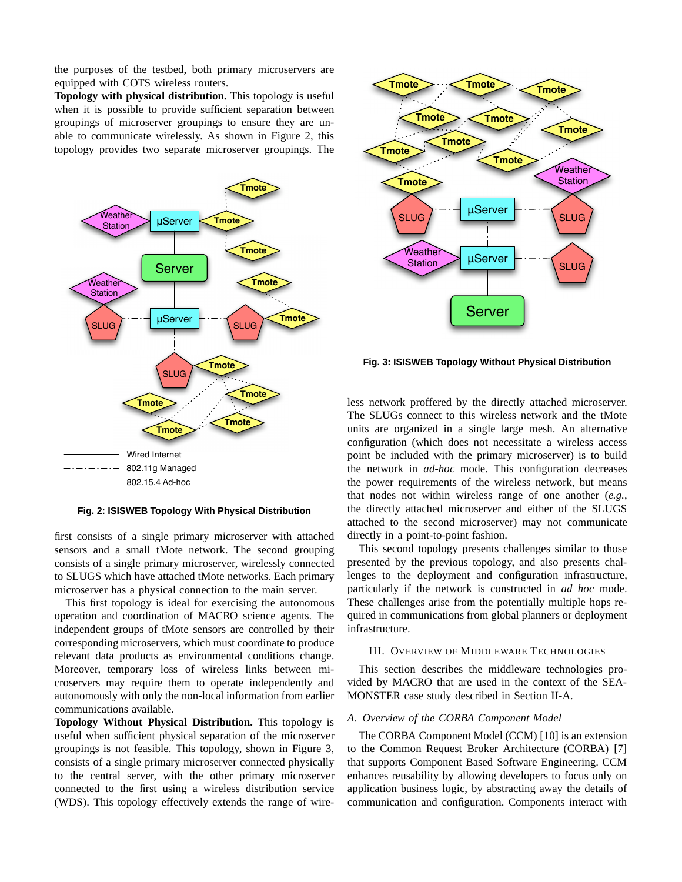the purposes of the testbed, both primary microservers are equipped with COTS wireless routers.

**Topology with physical distribution.** This topology is useful when it is possible to provide sufficient separation between groupings of microserver groupings to ensure they are unable to communicate wirelessly. As shown in Figure 2, this topology provides two separate microserver groupings. The first consists of a single primary microserver with attached sensors and a small tMote network. The second grouping consists of a single primary microserver, wirelessly connected to SLUGS which have attached tMote networks. Each primary microserver has a physical connection to the main server.

**Fig. 2: ISISWEB Topology With Physical Distribution**

This first topology is ideal for exercising the autonomous operation and coordination of MACRO science agents. The independent groups of tMote sensors are controlled by their corresponding microservers, which must coordinate to produce relevant data products as environmental conditions change. Moreover, temporary loss of wireless links between microservers may require them to operate independently and autonomously with only the non-local information from earlier communications available.

**Topology Without Physical Distribution.** This topology is useful when sufficient physical separation of the microserver groupings is not feasible. This topology, shown in Figure 3, consists of a single primary microserver connected physically to the central server, with the other primary microserver connected to the first using a wireless distribution service (WDS). This topology effectively extends the range of wireless network proffered by the directly attached microserver. The SLUGs connect to this wireless network and the tMote units are organized in a single large mesh. An alternative configuration (which does not necessitate a wireless access point be included with the primary microserver) is to build the network in *ad-hoc* mode. This configuration decreases the power requirements of the wireless network, but means that nodes not within wireless range of one another (*e.g.*, the directly attached microserver and either of the SLUGS attached to the second microserver) may not communicate directly in a point-to-point fashion.

**Fig. 3: ISISWEB Topology Without Physical Distribution**

This second topology presents challenges similar to those presented by the previous topology, and also presents challenges to the deployment and configuration infrastructure, particularly if the network is constructed in *ad hoc* mode. These challenges arise from the potentially multiple hops required in communications from global planners or deployment infrastructure.

## III. Overview of Middleware Technologies

This section describes the middleware technologies provided by MACRO that are used in the context of the SEA-MONSTER case study described in Section II-A.

### *A. Overview of the CORBA Component Model*

The CORBA Component Model (CCM) [10] is an extension to the Common Request Broker Architecture (CORBA) [7] that supports Component Based Software Engineering. CCM enhances reusability by allowing developers to focus only on application business logic, by abstracting away the details of communication and configuration. Components interact with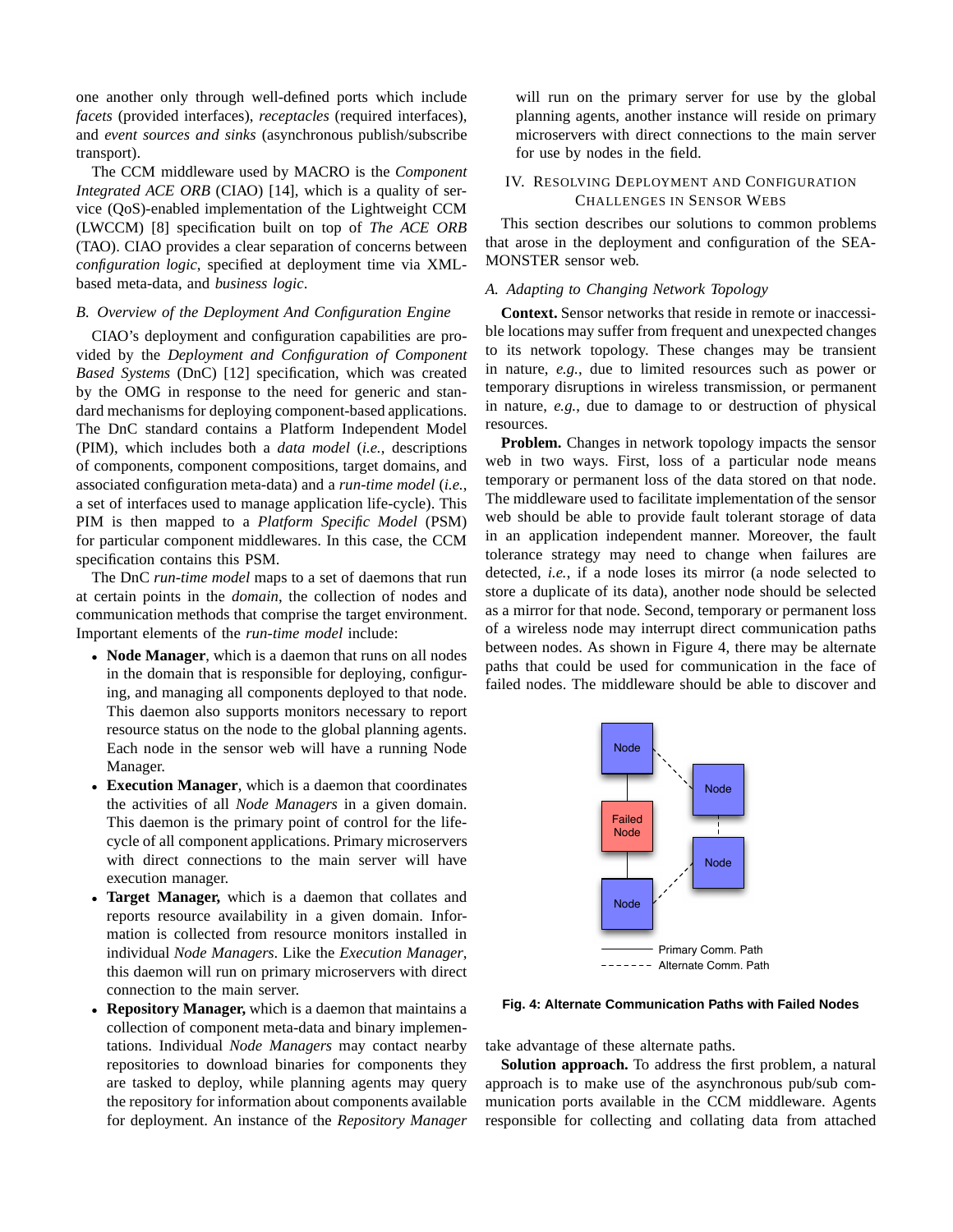one another only through well-defined ports which include *facets* (provided interfaces), *receptacles* (required interfaces), and *event sources and sinks* (asynchronous publish/subscribe transport).

The CCM middleware used by MACRO is the *Component Integrated ACE ORB* (CIAO) [14], which is a quality of service (QoS)-enabled implementation of the Lightweight CCM (LWCCM) [8] specification built on top of *The ACE ORB* (TAO). CIAO provides a clear separation of concerns between *configuration logic*, specified at deployment time via XML-based meta-data, and *business logic*.

### B. Overview of the Deployment And Configuration Engine

CIAO's deployment and configuration capabilities are provided by the *Deployment and Configuration of Component Based Systems* (DnC) [12] specification, which was created by the OMG in response to the need for generic and standard mechanisms for deploying component-based applications. The DnC standard contains a Platform Independent Model (PIM), which includes both a *data model* (*i.e.*, descriptions of components, component compositions, target domains, and associated configuration meta-data) and a *run-time model* (*i.e.*, a set of interfaces used to manage application life-cycle). This PIM is then mapped to a *Platform Specific Model* (PSM) for particular component middlewares. In this case, the CCM specification contains this PSM.

The DnC *run-time model* maps to a set of daemons that run at certain points in the *domain*, the collection of nodes and communication methods that comprise the target environment. Important elements of the *run-time model* include:

- **Node Manager**, which is a daemon that runs on all nodes in the domain that is responsible for deploying, configuring, and managing all components deployed to that node. This daemon also supports monitors necessary to report resource status on the node to the global planning agents. Each node in the sensor web will have a running Node Manager.
- **Execution Manager**, which is a daemon that coordinates the activities of all *Node Managers* in a given domain. This daemon is the primary point of control for the life-cycle of all component applications. Primary microservers with direct connections to the main server will have execution manager.
- **Target Manager,** which is a daemon that collates and reports resource availability in a given domain. Information is collected from resource monitors installed in individual *Node Managers*. Like the *Execution Manager*, this daemon will run on primary microservers with direct connection to the main server.
- **Repository Manager,** which is a daemon that maintains a collection of component meta-data and binary implementations. Individual *Node Managers* may contact nearby repositories to download binaries for components they are tasked to deploy, while planning agents may query the repository for information about components available for deployment. An instance of the *Repository Manager* will run on the primary server for use by the global planning agents, another instance will reside on primary microservers with direct connections to the main server for use by nodes in the field.

## IV. Resolving Deployment and Configuration Challenges in Sensor Webs

This section describes our solutions to common problems that arose in the deployment and configuration of the SEA-MONSTER sensor web.

### A. Adapting to Changing Network Topology

**Context.** Sensor networks that reside in remote or inaccessible locations may suffer from frequent and unexpected changes to its network topology. These changes may be transient in nature, *e.g.*, due to limited resources such as power or temporary disruptions in wireless transmission, or permanent in nature, *e.g.*, due to damage to or destruction of physical resources.

**Problem.** Changes in network topology impacts the sensor web in two ways. First, loss of a particular node means temporary or permanent loss of the data stored on that node. The middleware used to facilitate implementation of the sensor web should be able to provide fault tolerant storage of data in an application independent manner. Moreover, the fault tolerance strategy may need to change when failures are detected, *i.e.*, if a node loses its mirror (a node selected to store a duplicate of its data), another node should be selected as a mirror for that node. Second, temporary or permanent loss of a wireless node may interrupt direct communication paths between nodes. As shown in Figure 4, there may be alternate paths that could be used for communication in the face of failed nodes. The middleware should be able to discover and take advantage of these alternate paths.

**Fig. 4: Alternate Communication Paths with Failed Nodes**

**Solution approach.** To address the first problem, a natural approach is to make use of the asynchronous pub/sub communication ports available in the CCM middleware. Agents responsible for collecting and collating data from attached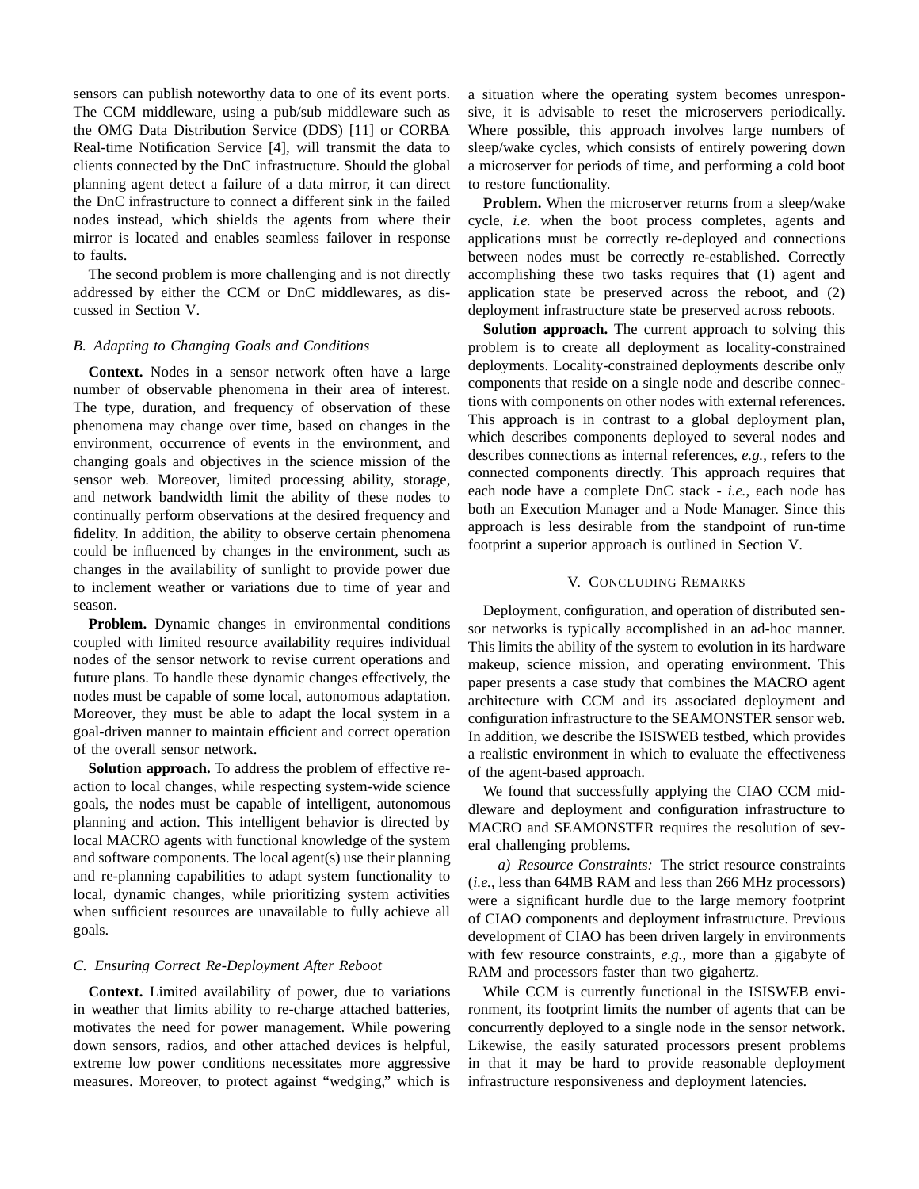sensors can publish noteworthy data to one of its event ports. The CCM middleware, using a pub/sub middleware such as the OMG Data Distribution Service (DDS) [11] or CORBA Real-time Notification Service [4], will transmit the data to clients connected by the DnC infrastructure. Should the global planning agent detect a failure of a data mirror, it can direct the DnC infrastructure to connect a different sink in the failed nodes instead, which shields the agents from where their mirror is located and enables seamless failover in response to faults.

The second problem is more challenging and is not directly addressed by either the CCM or DnC middlewares, as discussed in Section V.

### B. Adapting to Changing Goals and Conditions

**Context.** Nodes in a sensor network often have a large number of observable phenomena in their area of interest. The type, duration, and frequency of observation of these phenomena may change over time, based on changes in the environment, occurrence of events in the environment, and changing goals and objectives in the science mission of the sensor web. Moreover, limited processing ability, storage, and network bandwidth limit the ability of these nodes to continually perform observations at the desired frequency and fidelity. In addition, the ability to observe certain phenomena could be influenced by changes in the environment, such as changes in the availability of sunlight to provide power due to inclement weather or variations due to time of year and season.

**Problem.** Dynamic changes in environmental conditions coupled with limited resource availability requires individual nodes of the sensor network to revise current operations and future plans. To handle these dynamic changes effectively, the nodes must be capable of some local, autonomous adaptation. Moreover, they must be able to adapt the local system in a goal-driven manner to maintain efficient and correct operation of the overall sensor network.

**Solution approach.** To address the problem of effective reaction to local changes, while respecting system-wide science goals, the nodes must be capable of intelligent, autonomous planning and action. This intelligent behavior is directed by local MACRO agents with functional knowledge of the system and software components. The local agent(s) use their planning and re-planning capabilities to adapt system functionality to local, dynamic changes, while prioritizing system activities when sufficient resources are unavailable to fully achieve all goals.

### C. Ensuring Correct Re-Deployment After Reboot

**Context.** Limited availability of power, due to variations in weather that limits ability to re-charge attached batteries, motivates the need for power management. While powering down sensors, radios, and other attached devices is helpful, extreme low power conditions necessitates more aggressive measures. Moreover, to protect against "wedging," which is a situation where the operating system becomes unresponsive, it is advisable to reset the microservers periodically. Where possible, this approach involves large numbers of sleep/wake cycles, which consists of entirely powering down a microserver for periods of time, and performing a cold boot to restore functionality.

**Problem.** When the microserver returns from a sleep/wake cycle, *i.e.* when the boot process completes, agents and applications must be correctly re-deployed and connections between nodes must be correctly re-established. Correctly accomplishing these two tasks requires that (1) agent and application state be preserved across the reboot, and (2) deployment infrastructure state be preserved across reboots.

**Solution approach.** The current approach to solving this problem is to create all deployment as locality-constrained deployments. Locality-constrained deployments describe only components that reside on a single node and describe connections with components on other nodes with external references. This approach is in contrast to a global deployment plan, which describes components deployed to several nodes and describes connections as internal references, *e.g.*, refers to the connected components directly. This approach requires that each node have a complete DnC stack - *i.e.*, each node has both an Execution Manager and a Node Manager. Since this approach is less desirable from the standpoint of run-time footprint a superior approach is outlined in Section V.

## V. Concluding Remarks

Deployment, configuration, and operation of distributed sensor networks is typically accomplished in an ad-hoc manner. This limits the ability of the system to evolution in its hardware makeup, science mission, and operating environment. This paper presents a case study that combines the MACRO agent architecture with CCM and its associated deployment and configuration infrastructure to the SEAMONSTER sensor web. In addition, we describe the ISISWEB testbed, which provides a realistic environment in which to evaluate the effectiveness of the agent-based approach.

We found that successfully applying the CIAO CCM middleware and deployment and configuration infrastructure to MACRO and SEAMONSTER requires the resolution of several challenging problems.

*a) Resource Constraints:* The strict resource constraints (*i.e.*, less than 64MB RAM and less than 266 MHz processors) were a significant hurdle due to the large memory footprint of CIAO components and deployment infrastructure. Previous development of CIAO has been driven largely in environments with few resource constraints, *e.g.*, more than a gigabyte of RAM and processors faster than two gigahertz.

While CCM is currently functional in the ISISWEB environment, its footprint limits the number of agents that can be concurrently deployed to a single node in the sensor network. Likewise, the easily saturated processors present problems in that it may be hard to provide reasonable deployment infrastructure responsiveness and deployment latencies.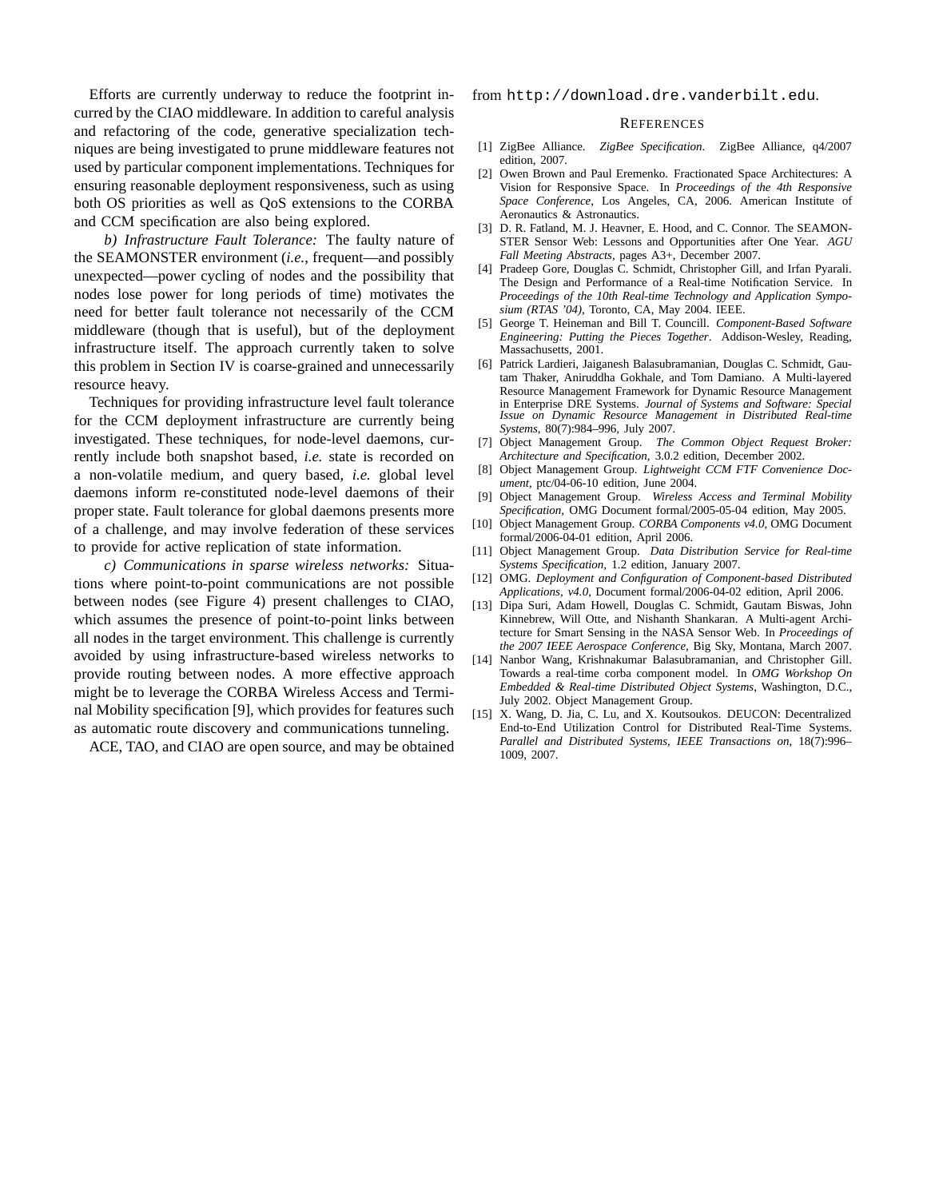Efforts are currently underway to reduce the footprint incurred by the CIAO middleware. In addition to careful analysis and refactoring of the code, generative specialization techniques are being investigated to prune middleware features not used by particular component implementations. Techniques for ensuring reasonable deployment responsiveness, such as using both OS priorities as well as QoS extensions to the CORBA and CCM specification are also being explored.

*b) Infrastructure Fault Tolerance:* The faulty nature of the SEAMONSTER environment (*i.e.*, frequent—and possibly unexpected—power cycling of nodes and the possibility that nodes lose power for long periods of time) motivates the need for better fault tolerance not necessarily of the CCM middleware (though that is useful), but of the deployment infrastructure itself. The approach currently taken to solve this problem in Section IV is coarse-grained and unnecessarily resource heavy.

Techniques for providing infrastructure level fault tolerance for the CCM deployment infrastructure are currently being investigated. These techniques, for node-level daemons, currently include both snapshot based, *i.e.* state is recorded on a non-volatile medium, and query based, *i.e.* global level daemons inform re-constituted node-level daemons of their proper state. Fault tolerance for global daemons presents more of a challenge, and may involve federation of these services to provide for active replication of state information.

*c) Communications in sparse wireless networks:* Situations where point-to-point communications are not possible between nodes (see Figure 4) present challenges to CIAO, which assumes the presence of point-to-point links between all nodes in the target environment. This challenge is currently avoided by using infrastructure-based wireless networks to provide routing between nodes. A more effective approach might be to leverage the CORBA Wireless Access and Terminal Mobility specification [9], which provides for features such as automatic route discovery and communications tunneling.

ACE, TAO, and CIAO are open source, and may be obtained from `http://download.dre.vanderbilt.edu`.

## References

[1] ZigBee Alliance. *ZigBee Specification*. ZigBee Alliance, q4/2007 edition, 2007.

[2] Owen Brown and Paul Eremenko. Fractionated Space Architectures: A Vision for Responsive Space. In *Proceedings of the 4th Responsive Space Conference*, Los Angeles, CA, 2006. American Institute of Aeronautics & Astronautics.

[3] D. R. Fatland, M. J. Heavner, E. Hood, and C. Connor. The SEAMONSTER Sensor Web: Lessons and Opportunities after One Year. *AGU Fall Meeting Abstracts*, pages A3+, December 2007.

[4] Pradeep Gore, Douglas C. Schmidt, Christopher Gill, and Irfan Pyarali. The Design and Performance of a Real-time Notification Service. In *Proceedings of the 10th Real-time Technology and Application Symposium (RTAS '04)*, Toronto, CA, May 2004. IEEE.

[5] George T. Heineman and Bill T. Councill. *Component-Based Software Engineering: Putting the Pieces Together*. Addison-Wesley, Reading, Massachusetts, 2001.

[6] Patrick Lardieri, Jaiganesh Balasubramanian, Douglas C. Schmidt, Gautam Thaker, Aniruddha Gokhale, and Tom Damiano. A Multi-layered Resource Management Framework for Dynamic Resource Management in Enterprise DRE Systems. *Journal of Systems and Software: Special Issue on Dynamic Resource Management in Distributed Real-time Systems*, 80(7):984–996, July 2007.

[7] Object Management Group. *The Common Object Request Broker: Architecture and Specification*, 3.0.2 edition, December 2002.

[8] Object Management Group. *Lightweight CCM FTF Convenience Document*, ptc/04-06-10 edition, June 2004.

[9] Object Management Group. *Wireless Access and Terminal Mobility Specification*, OMG Document formal/2005-05-04 edition, May 2005.

[10] Object Management Group. *CORBA Components v4.0*, OMG Document formal/2006-04-01 edition, April 2006.

[11] Object Management Group. *Data Distribution Service for Real-time Systems Specification*, 1.2 edition, January 2007.

[12] OMG. *Deployment and Configuration of Component-based Distributed Applications, v4.0*, Document formal/2006-04-02 edition, April 2006.

[13] Dipa Suri, Adam Howell, Douglas C. Schmidt, Gautam Biswas, John Kinnebrew, Will Otte, and Nishanth Shankaran. A Multi-agent Architecture for Smart Sensing in the NASA Sensor Web. In *Proceedings of the 2007 IEEE Aerospace Conference*, Big Sky, Montana, March 2007.

[14] Nanbor Wang, Krishnakumar Balasubramanian, and Christopher Gill. Towards a real-time corba component model. In *OMG Workshop On Embedded & Real-time Distributed Object Systems*, Washington, D.C., July 2002. Object Management Group.

[15] X. Wang, D. Jia, C. Lu, and X. Koutsoukos. DEUCON: Decentralized End-to-End Utilization Control for Distributed Real-Time Systems. *Parallel and Distributed Systems, IEEE Transactions on*, 18(7):996–1009, 2007.